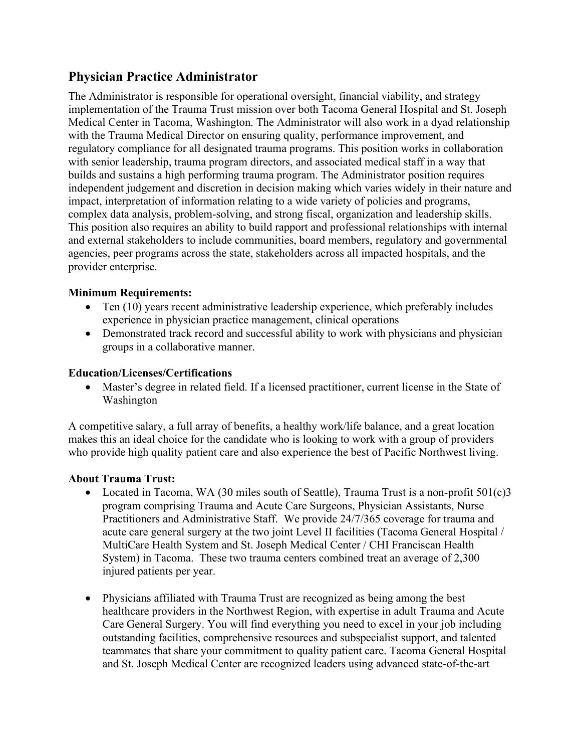## Physician Practice Administrator

The Administrator is responsible for operational oversight, financial viability, and strategy implementation of the Trauma Trust mission over both Tacoma General Hospital and St. Joseph Medical Center in Tacoma, Washington. The Administrator will also work in a dyad relationship with the Trauma Medical Director on ensuring quality, performance improvement, and regulatory compliance for all designated trauma programs. This position works in collaboration with senior leadership, trauma program directors, and associated medical staff in a way that builds and sustains a high performing trauma program. The Administrator position requires independent judgement and discretion in decision making which varies widely in their nature and impact, interpretation of information relating to a wide variety of policies and programs, complex data analysis, problem-solving, and strong fiscal, organization and leadership skills. This position also requires an ability to build rapport and professional relationships with internal and external stakeholders to include communities, board members, regulatory and governmental agencies, peer programs across the state, stakeholders across all impacted hospitals, and the provider enterprise.

**Minimum Requirements:**

- Ten (10) years recent administrative leadership experience, which preferably includes experience in physician practice management, clinical operations
- Demonstrated track record and successful ability to work with physicians and physician groups in a collaborative manner.

**Education/Licenses/Certifications**

- Master's degree in related field. If a licensed practitioner, current license in the State of Washington

A competitive salary, a full array of benefits, a healthy work/life balance, and a great location makes this an ideal choice for the candidate who is looking to work with a group of providers who provide high quality patient care and also experience the best of Pacific Northwest living.

**About Trauma Trust:**

- Located in Tacoma, WA (30 miles south of Seattle), Trauma Trust is a non-profit 501(c)3 program comprising Trauma and Acute Care Surgeons, Physician Assistants, Nurse Practitioners and Administrative Staff. We provide 24/7/365 coverage for trauma and acute care general surgery at the two joint Level II facilities (Tacoma General Hospital / MultiCare Health System and St. Joseph Medical Center / CHI Franciscan Health System) in Tacoma. These two trauma centers combined treat an average of 2,300 injured patients per year.

- Physicians affiliated with Trauma Trust are recognized as being among the best healthcare providers in the Northwest Region, with expertise in adult Trauma and Acute Care General Surgery. You will find everything you need to excel in your job including outstanding facilities, comprehensive resources and subspecialist support, and talented teammates that share your commitment to quality patient care. Tacoma General Hospital and St. Joseph Medical Center are recognized leaders using advanced state-of-the-art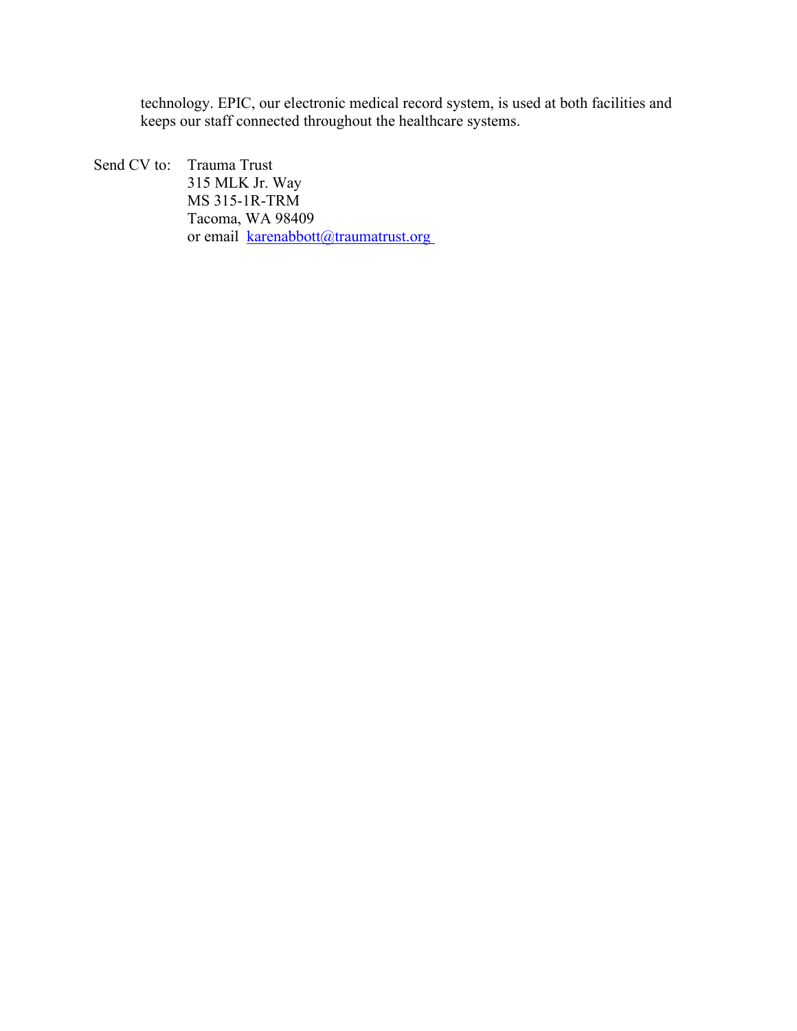technology. EPIC, our electronic medical record system, is used at both facilities and keeps our staff connected throughout the healthcare systems.

Send CV to:  
Trauma Trust  
315 MLK Jr. Way  
MS 315-1R-TRM  
Tacoma, WA 98409  
or email karenabbott@traumatrust.org